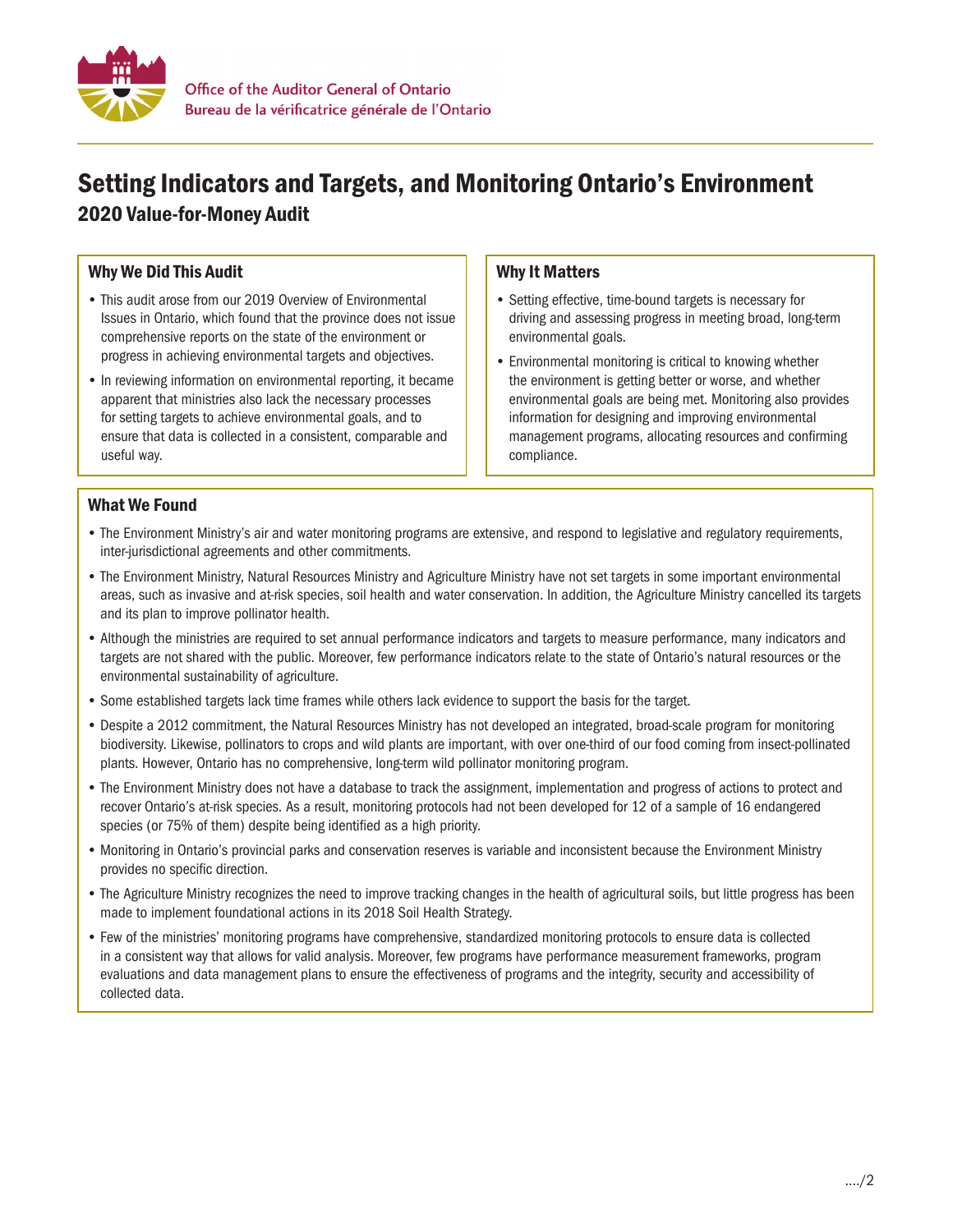Office of the Auditor General of Ontario
Bureau de la vérificatrice générale de l'Ontario

# Setting Indicators and Targets, and Monitoring Ontario's Environment

## 2020 Value-for-Money Audit

### Why We Did This Audit

- This audit arose from our 2019 Overview of Environmental Issues in Ontario, which found that the province does not issue comprehensive reports on the state of the environment or progress in achieving environmental targets and objectives.
- In reviewing information on environmental reporting, it became apparent that ministries also lack the necessary processes for setting targets to achieve environmental goals, and to ensure that data is collected in a consistent, comparable and useful way.

### Why It Matters

- Setting effective, time-bound targets is necessary for driving and assessing progress in meeting broad, long-term environmental goals.
- Environmental monitoring is critical to knowing whether the environment is getting better or worse, and whether environmental goals are being met. Monitoring also provides information for designing and improving environmental management programs, allocating resources and confirming compliance.

### What We Found

- The Environment Ministry's air and water monitoring programs are extensive, and respond to legislative and regulatory requirements, inter-jurisdictional agreements and other commitments.
- The Environment Ministry, Natural Resources Ministry and Agriculture Ministry have not set targets in some important environmental areas, such as invasive and at-risk species, soil health and water conservation. In addition, the Agriculture Ministry cancelled its targets and its plan to improve pollinator health.
- Although the ministries are required to set annual performance indicators and targets to measure performance, many indicators and targets are not shared with the public. Moreover, few performance indicators relate to the state of Ontario's natural resources or the environmental sustainability of agriculture.
- Some established targets lack time frames while others lack evidence to support the basis for the target.
- Despite a 2012 commitment, the Natural Resources Ministry has not developed an integrated, broad-scale program for monitoring biodiversity. Likewise, pollinators to crops and wild plants are important, with over one-third of our food coming from insect-pollinated plants. However, Ontario has no comprehensive, long-term wild pollinator monitoring program.
- The Environment Ministry does not have a database to track the assignment, implementation and progress of actions to protect and recover Ontario's at-risk species. As a result, monitoring protocols had not been developed for 12 of a sample of 16 endangered species (or 75% of them) despite being identified as a high priority.
- Monitoring in Ontario's provincial parks and conservation reserves is variable and inconsistent because the Environment Ministry provides no specific direction.
- The Agriculture Ministry recognizes the need to improve tracking changes in the health of agricultural soils, but little progress has been made to implement foundational actions in its 2018 Soil Health Strategy.
- Few of the ministries' monitoring programs have comprehensive, standardized monitoring protocols to ensure data is collected in a consistent way that allows for valid analysis. Moreover, few programs have performance measurement frameworks, program evaluations and data management plans to ensure the effectiveness of programs and the integrity, security and accessibility of collected data.

..../2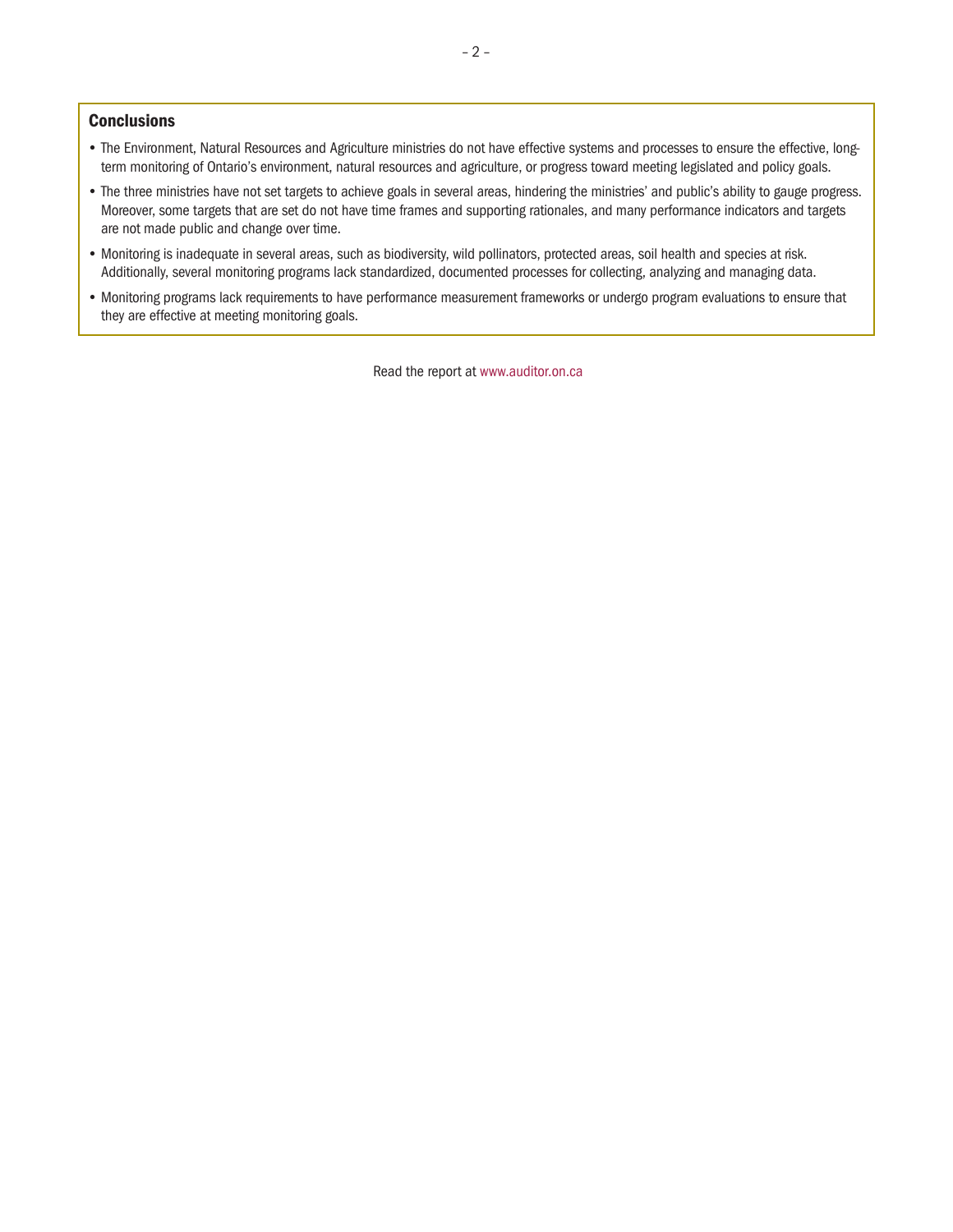## Conclusions

- The Environment, Natural Resources and Agriculture ministries do not have effective systems and processes to ensure the effective, long-term monitoring of Ontario's environment, natural resources and agriculture, or progress toward meeting legislated and policy goals.
- The three ministries have not set targets to achieve goals in several areas, hindering the ministries' and public's ability to gauge progress. Moreover, some targets that are set do not have time frames and supporting rationales, and many performance indicators and targets are not made public and change over time.
- Monitoring is inadequate in several areas, such as biodiversity, wild pollinators, protected areas, soil health and species at risk. Additionally, several monitoring programs lack standardized, documented processes for collecting, analyzing and managing data.
- Monitoring programs lack requirements to have performance measurement frameworks or undergo program evaluations to ensure that they are effective at meeting monitoring goals.

Read the report at www.auditor.on.ca